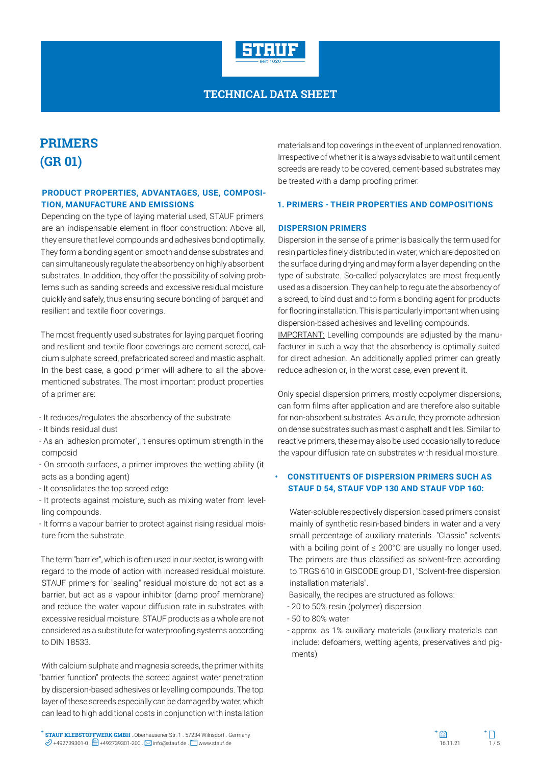# TECHNICAL DATA SHEET

# PRIMERS (GR 01)

## PRODUCT PROPERTIES, ADVANTAGES, USE, COMPOSITION, MANUFACTURE AND EMISSIONS

Depending on the type of laying material used, STAUF primers are an indispensable element in floor construction: Above all, they ensure that level compounds and adhesives bond optimally. They form a bonding agent on smooth and dense substrates and can simultaneously regulate the absorbency on highly absorbent substrates. In addition, they offer the possibility of solving problems such as sanding screeds and excessive residual moisture quickly and safely, thus ensuring secure bonding of parquet and resilient and textile floor coverings.

The most frequently used substrates for laying parquet flooring and resilient and textile floor coverings are cement screed, calcium sulphate screed, prefabricated screed and mastic asphalt. In the best case, a good primer will adhere to all the above-mentioned substrates. The most important product properties of a primer are:

- It reduces/regulates the absorbency of the substrate
- It binds residual dust
- As an "adhesion promoter", it ensures optimum strength in the composid
- On smooth surfaces, a primer improves the wetting ability (it acts as a bonding agent)
- It consolidates the top screed edge
- It protects against moisture, such as mixing water from levelling compounds.
- It forms a vapour barrier to protect against rising residual moisture from the substrate

The term "barrier", which is often used in our sector, is wrong with regard to the mode of action with increased residual moisture. STAUF primers for "sealing" residual moisture do not act as a barrier, but act as a vapour inhibitor (damp proof membrane) and reduce the water vapour diffusion rate in substrates with excessive residual moisture. STAUF products as a whole are not considered as a substitute for waterproofing systems according to DIN 18533.

With calcium sulphate and magnesia screeds, the primer with its "barrier function" protects the screed against water penetration by dispersion-based adhesives or levelling compounds. The top layer of these screeds especially can be damaged by water, which can lead to high additional costs in conjunction with installation materials and top coverings in the event of unplanned renovation. Irrespective of whether it is always advisable to wait until cement screeds are ready to be covered, cement-based substrates may be treated with a damp proofing primer.

## 1. PRIMERS - THEIR PROPERTIES AND COMPOSITIONS

### DISPERSION PRIMERS

Dispersion in the sense of a primer is basically the term used for resin particles finely distributed in water, which are deposited on the surface during drying and may form a layer depending on the type of substrate. So-called polyacrylates are most frequently used as a dispersion. They can help to regulate the absorbency of a screed, to bind dust and to form a bonding agent for products for flooring installation. This is particularly important when using dispersion-based adhesives and levelling compounds.
IMPORTANT: Levelling compounds are adjusted by the manufacturer in such a way that the absorbency is optimally suited for direct adhesion. An additionally applied primer can greatly reduce adhesion or, in the worst case, even prevent it.

Only special dispersion primers, mostly copolymer dispersions, can form films after application and are therefore also suitable for non-absorbent substrates. As a rule, they promote adhesion on dense substrates such as mastic asphalt and tiles. Similar to reactive primers, these may also be used occasionally to reduce the vapour diffusion rate on substrates with residual moisture.

- **CONSTITUENTS OF DISPERSION PRIMERS SUCH AS STAUF D 54, STAUF VDP 130 AND STAUF VDP 160:**

  Water-soluble respectively dispersion based primers consist mainly of synthetic resin-based binders in water and a very small percentage of auxiliary materials. "Classic" solvents with a boiling point of ≤ 200°C are usually no longer used. The primers are thus classified as solvent-free according to TRGS 610 in GISCODE group D1, "Solvent-free dispersion installation materials".
  Basically, the recipes are structured as follows:
  - 20 to 50% resin (polymer) dispersion
  - 50 to 80% water
  - approx. as 1% auxiliary materials (auxiliary materials can include: defoamers, wetting agents, preservatives and pigments)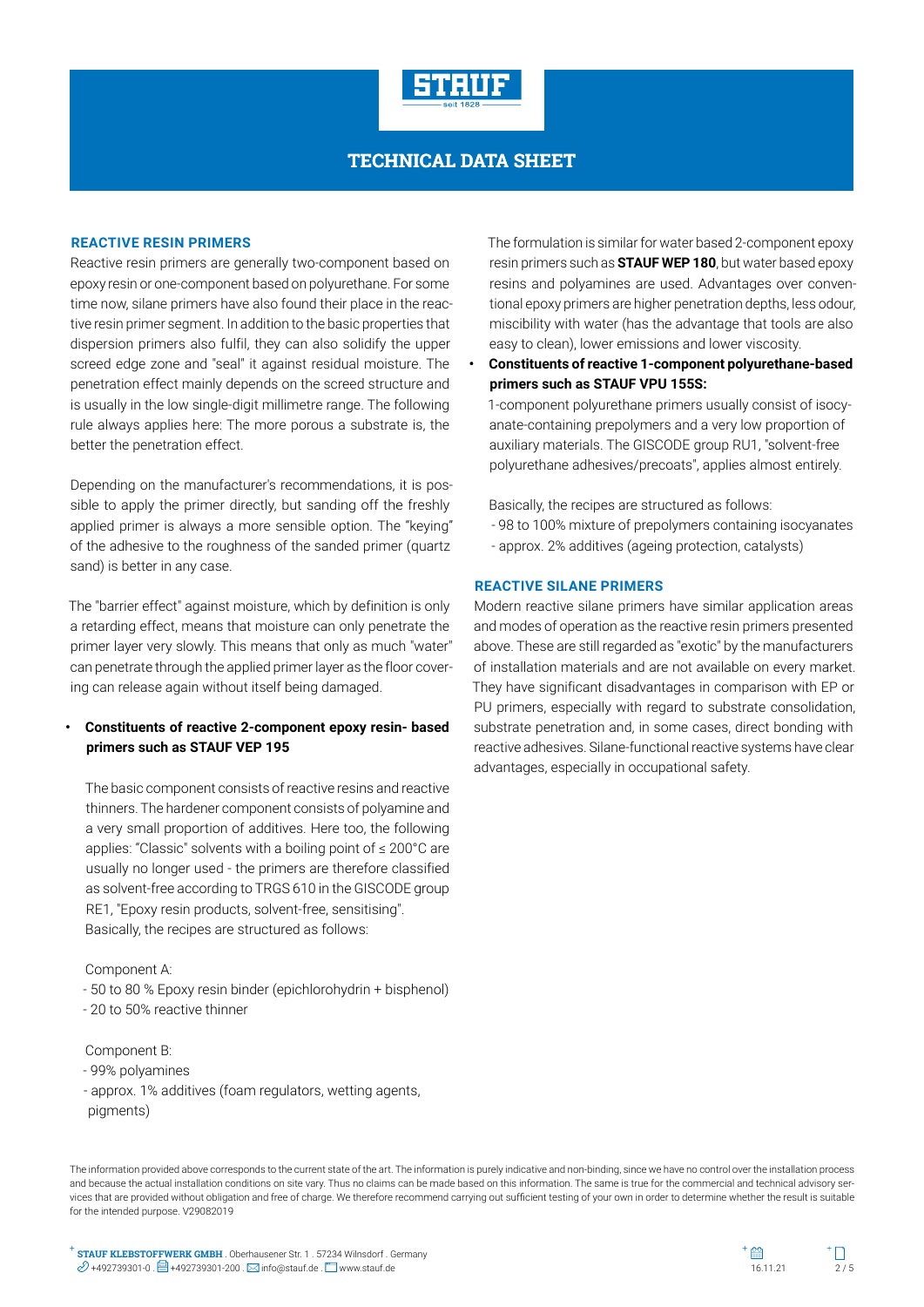# TECHNICAL DATA SHEET

## REACTIVE RESIN PRIMERS

Reactive resin primers are generally two-component based on epoxy resin or one-component based on polyurethane. For some time now, silane primers have also found their place in the reactive resin primer segment. In addition to the basic properties that dispersion primers also fulfil, they can also solidify the upper screed edge zone and "seal" it against residual moisture. The penetration effect mainly depends on the screed structure and is usually in the low single-digit millimetre range. The following rule always applies here: The more porous a substrate is, the better the penetration effect.

Depending on the manufacturer's recommendations, it is possible to apply the primer directly, but sanding off the freshly applied primer is always a more sensible option. The "keying" of the adhesive to the roughness of the sanded primer (quartz sand) is better in any case.

The "barrier effect" against moisture, which by definition is only a retarding effect, means that moisture can only penetrate the primer layer very slowly. This means that only as much "water" can penetrate through the applied primer layer as the floor covering can release again without itself being damaged.

- **Constituents of reactive 2-component epoxy resin- based primers such as STAUF VEP 195**

  The basic component consists of reactive resins and reactive thinners. The hardener component consists of polyamine and a very small proportion of additives. Here too, the following applies: "Classic" solvents with a boiling point of ≤ 200°C are usually no longer used - the primers are therefore classified as solvent-free according to TRGS 610 in the GISCODE group RE1, "Epoxy resin products, solvent-free, sensitising". Basically, the recipes are structured as follows:

  Component A:
  - 50 to 80 % Epoxy resin binder (epichlorohydrin + bisphenol)
  - 20 to 50% reactive thinner

  Component B:
  - 99% polyamines
  - approx. 1% additives (foam regulators, wetting agents, pigments)

  The formulation is similar for water based 2-component epoxy resin primers such as **STAUF WEP 180**, but water based epoxy resins and polyamines are used. Advantages over conventional epoxy primers are higher penetration depths, less odour, miscibility with water (has the advantage that tools are also easy to clean), lower emissions and lower viscosity.

- **Constituents of reactive 1-component polyurethane-based primers such as STAUF VPU 155S:**

  1-component polyurethane primers usually consist of isocyanate-containing prepolymers and a very low proportion of auxiliary materials. The GISCODE group RU1, "solvent-free polyurethane adhesives/precoats", applies almost entirely.

  Basically, the recipes are structured as follows:
  - 98 to 100% mixture of prepolymers containing isocyanates
  - approx. 2% additives (ageing protection, catalysts)

## REACTIVE SILANE PRIMERS

Modern reactive silane primers have similar application areas and modes of operation as the reactive resin primers presented above. These are still regarded as "exotic" by the manufacturers of installation materials and are not available on every market. They have significant disadvantages in comparison with EP or PU primers, especially with regard to substrate consolidation, substrate penetration and, in some cases, direct bonding with reactive adhesives. Silane-functional reactive systems have clear advantages, especially in occupational safety.

The information provided above corresponds to the current state of the art. The information is purely indicative and non-binding, since we have no control over the installation process and because the actual installation conditions on site vary. Thus no claims can be made based on this information. The same is true for the commercial and technical advisory services that are provided without obligation and free of charge. We therefore recommend carrying out sufficient testing of your own in order to determine whether the result is suitable for the intended purpose. V29082019

**STAUF KLEBSTOFFWERK GMBH** . Oberhausener Str. 1 . 57234 Wilnsdorf . Germany
+492739301-0 . +492739301-200 . info@stauf.de . www.stauf.de

16.11.21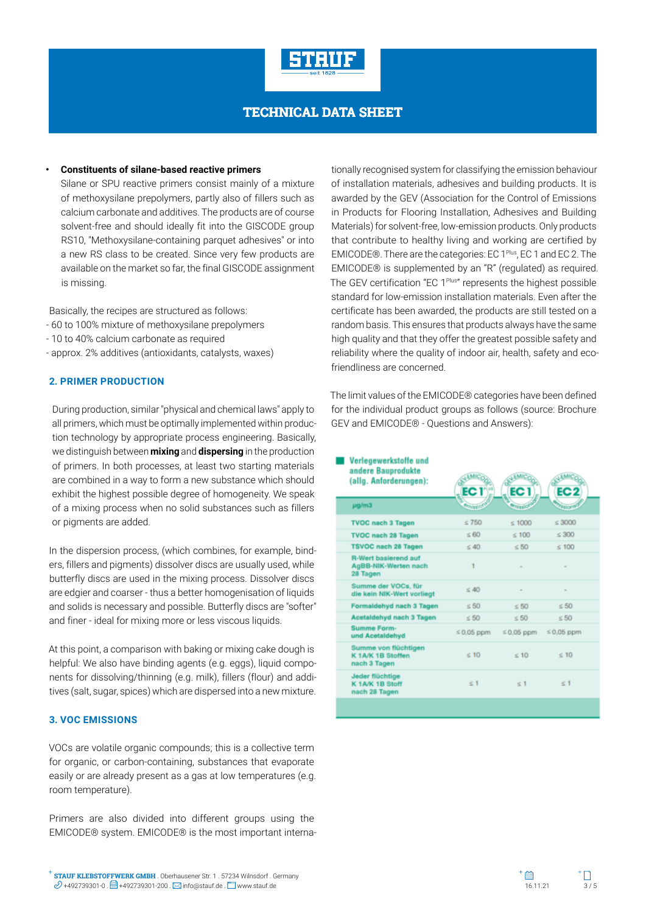- **Constituents of silane-based reactive primers**
  Silane or SPU reactive primers consist mainly of a mixture of methoxysilane prepolymers, partly also of fillers such as calcium carbonate and additives. The products are of course solvent-free and should ideally fit into the GISCODE group RS10, "Methoxysilane-containing parquet adhesives" or into a new RS class to be created. Since very few products are available on the market so far, the final GISCODE assignment is missing.

Basically, the recipes are structured as follows:
- 60 to 100% mixture of methoxysilane prepolymers
- 10 to 40% calcium carbonate as required
- approx. 2% additives (antioxidants, catalysts, waxes)

## 2. PRIMER PRODUCTION

During production, similar "physical and chemical laws" apply to all primers, which must be optimally implemented within production technology by appropriate process engineering. Basically, we distinguish between **mixing** and **dispersing** in the production of primers. In both processes, at least two starting materials are combined in a way to form a new substance which should exhibit the highest possible degree of homogeneity. We speak of a mixing process when no solid substances such as fillers or pigments are added.

In the dispersion process, (which combines, for example, binders, fillers and pigments) dissolver discs are usually used, while butterfly discs are used in the mixing process. Dissolver discs are edgier and coarser - thus a better homogenisation of liquids and solids is necessary and possible. Butterfly discs are "softer" and finer - ideal for mixing more or less viscous liquids.

At this point, a comparison with baking or mixing cake dough is helpful: We also have binding agents (e.g. eggs), liquid components for dissolving/thinning (e.g. milk), fillers (flour) and additives (salt, sugar, spices) which are dispersed into a new mixture.

## 3. VOC EMISSIONS

VOCs are volatile organic compounds; this is a collective term for organic, or carbon-containing, substances that evaporate easily or are already present as a gas at low temperatures (e.g. room temperature).

Primers are also divided into different groups using the EMICODE® system. EMICODE® is the most important internationally recognised system for classifying the emission behaviour of installation materials, adhesives and building products. It is awarded by the GEV (Association for the Control of Emissions in Products for Flooring Installation, Adhesives and Building Materials) for solvent-free, low-emission products. Only products that contribute to healthy living and working are certified by EMICODE®. There are the categories: EC 1Plus, EC 1 and EC 2. The EMICODE® is supplemented by an "R" (regulated) as required. The GEV certification "EC 1Plus" represents the highest possible standard for low-emission installation materials. Even after the certificate has been awarded, the products are still tested on a random basis. This ensures that products always have the same high quality and that they offer the greatest possible safety and reliability where the quality of indoor air, health, safety and eco-friendliness are concerned.

The limit values of the EMICODE® categories have been defined for the individual product groups as follows (source: Brochure GEV and EMICODE® - Questions and Answers):

**Verlegewerkstoffe und andere Bauprodukte (allg. Anforderungen):**

| µg/m3 | EC 1 Plus | EC 1 | EC 2 |
|---|---|---|---|
| TVOC nach 3 Tagen | ≤ 750 | ≤ 1000 | ≤ 3000 |
| TVOC nach 28 Tagen | ≤ 60 | ≤ 100 | ≤ 300 |
| TSVOC nach 28 Tagen | ≤ 40 | ≤ 50 | ≤ 100 |
| R-Wert basierend auf AgBB-NIK-Werten nach 28 Tagen | 1 | - | - |
| Summe der VOCs, für die kein NIK-Wert vorliegt | ≤ 40 | - | - |
| Formaldehyd nach 3 Tagen | ≤ 50 | ≤ 50 | ≤ 50 |
| Acetaldehyd nach 3 Tagen | ≤ 50 | ≤ 50 | ≤ 50 |
| Summe Form- und Acetaldehyd | ≤ 0,05 ppm | ≤ 0,05 ppm | ≤ 0,05 ppm |
| Summe von flüchtigen K 1A/K 1B Stoffen nach 3 Tagen | ≤ 10 | ≤ 10 | ≤ 10 |
| Jeder flüchtige K 1A/K 1B Stoff nach 28 Tagen | ≤ 1 | ≤ 1 | ≤ 1 |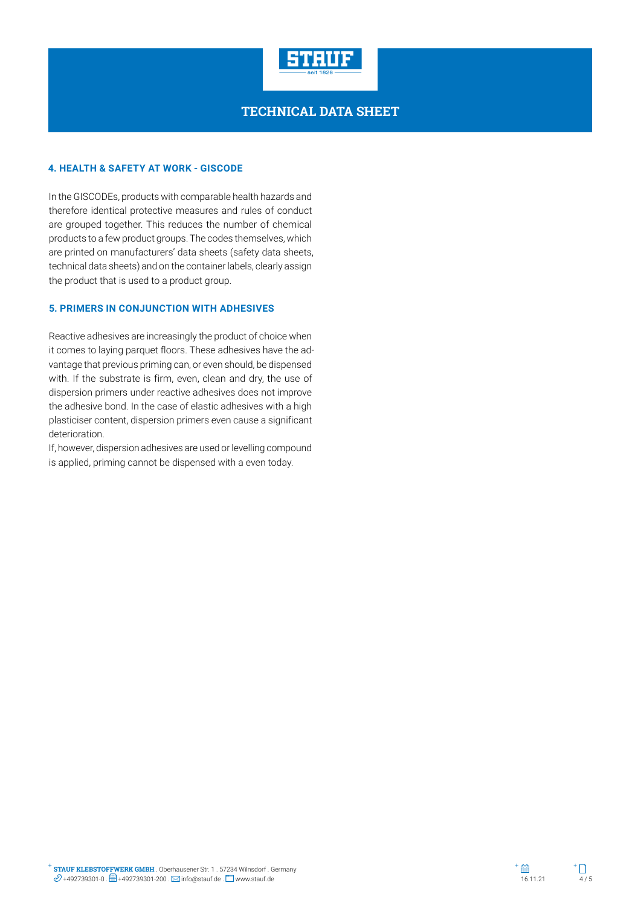## 4. HEALTH & SAFETY AT WORK - GISCODE

In the GISCODEs, products with comparable health hazards and therefore identical protective measures and rules of conduct are grouped together. This reduces the number of chemical products to a few product groups. The codes themselves, which are printed on manufacturers' data sheets (safety data sheets, technical data sheets) and on the container labels, clearly assign the product that is used to a product group.

## 5. PRIMERS IN CONJUNCTION WITH ADHESIVES

Reactive adhesives are increasingly the product of choice when it comes to laying parquet floors. These adhesives have the advantage that previous priming can, or even should, be dispensed with. If the substrate is firm, even, clean and dry, the use of dispersion primers under reactive adhesives does not improve the adhesive bond. In the case of elastic adhesives with a high plasticiser content, dispersion primers even cause a significant deterioration.

If, however, dispersion adhesives are used or levelling compound is applied, priming cannot be dispensed with a even today.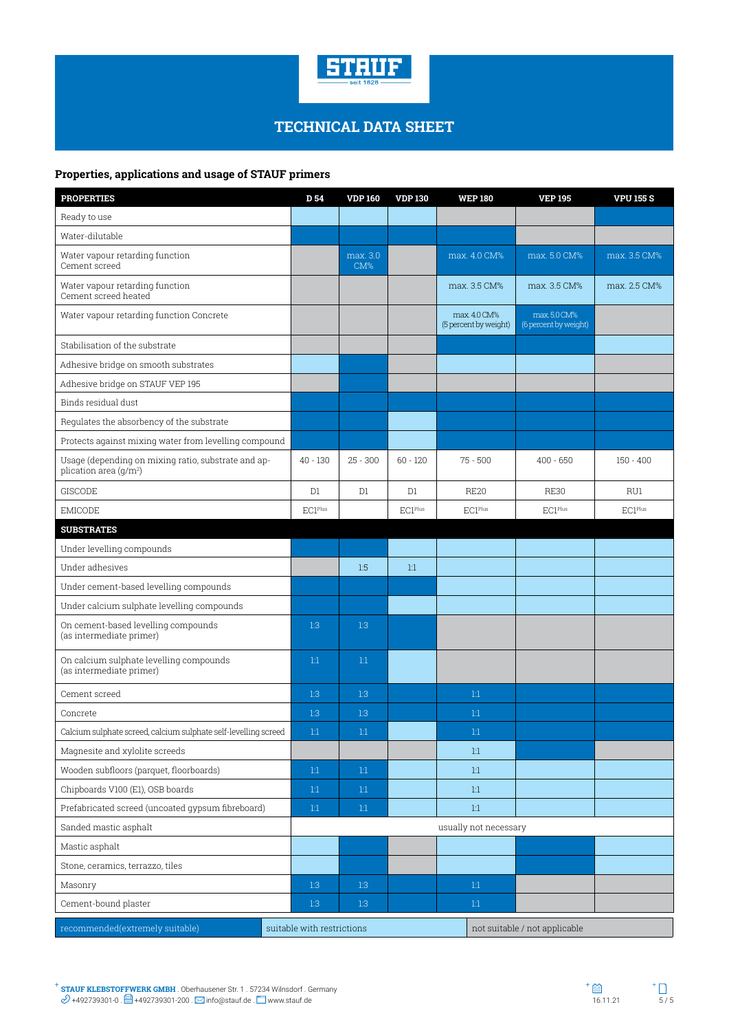# TECHNICAL DATA SHEET

## Properties, applications and usage of STAUF primers

| PROPERTIES | D 54 | VDP 160 | VDP 130 | WEP 180 | VEP 195 | VPU 155 S |
|---|---|---|---|---|---|---|
| Ready to use | | | | | | |
| Water-dilutable | | | | | | |
| Water vapour retarding function Cement screed | | max. 3.0 CM% | | max. 4.0 CM% | max. 5.0 CM% | max. 3.5 CM% |
| Water vapour retarding function Cement screed heated | | | | max. 3.5 CM% | max. 3.5 CM% | max. 2.5 CM% |
| Water vapour retarding function Concrete | | | | max. 4.0 CM% (5 percent by weight) | max. 5.0 CM% (6 percent by weight) | |
| Stabilisation of the substrate | | | | | | |
| Adhesive bridge on smooth substrates | | | | | | |
| Adhesive bridge on STAUF VEP 195 | | | | | | |
| Binds residual dust | | | | | | |
| Regulates the absorbency of the substrate | | | | | | |
| Protects against mixing water from levelling compound | | | | | | |
| Usage (depending on mixing ratio, substrate and application area (g/m²) | 40 - 130 | 25 - 300 | 60 - 120 | 75 - 500 | 400 - 650 | 150 - 400 |
| GISCODE | D1 | D1 | D1 | RE20 | RE30 | RU1 |
| EMICODE | EC1Plus | | EC1Plus | EC1Plus | EC1Plus | EC1Plus |
| **SUBSTRATES** | | | | | | |
| Under levelling compounds | | | | | | |
| Under adhesives | | 1:5 | 1:1 | | | |
| Under cement-based levelling compounds | | | | | | |
| Under calcium sulphate levelling compounds | | | | | | |
| On cement-based levelling compounds (as intermediate primer) | 1:3 | 1:3 | | | | |
| On calcium sulphate levelling compounds (as intermediate primer) | 1:1 | 1:1 | | | | |
| Cement screed | 1:3 | 1:3 | | 1:1 | | |
| Concrete | 1:3 | 1:3 | | 1:1 | | |
| Calcium sulphate screed, calcium sulphate self-levelling screed | 1:1 | 1:1 | | 1:1 | | |
| Magnesite and xylolite screeds | | | | 1:1 | | |
| Wooden subfloors (parquet, floorboards) | 1:1 | 1:1 | | 1:1 | | |
| Chipboards V100 (E1), OSB boards | 1:1 | 1:1 | | 1:1 | | |
| Prefabricated screed (uncoated gypsum fibreboard) | 1:1 | 1:1 | | 1:1 | | |
| Sanded mastic asphalt | usually not necessary | | | | | |
| Mastic asphalt | | | | | | |
| Stone, ceramics, terrazzo, tiles | | | | | | |
| Masonry | 1:3 | 1:3 | | 1:1 | | |
| Cement-bound plaster | 1:3 | 1:3 | | 1:1 | | |

recommended (extremely suitable) | suitable with restrictions | not suitable / not applicable

**STAUF KLEBSTOFFWERK GMBH** . Oberhausener Str. 1 . 57234 Wilnsdorf . Germany
+492739301-0 . +492739301-200 . info@stauf.de . www.stauf.de

16.11.21